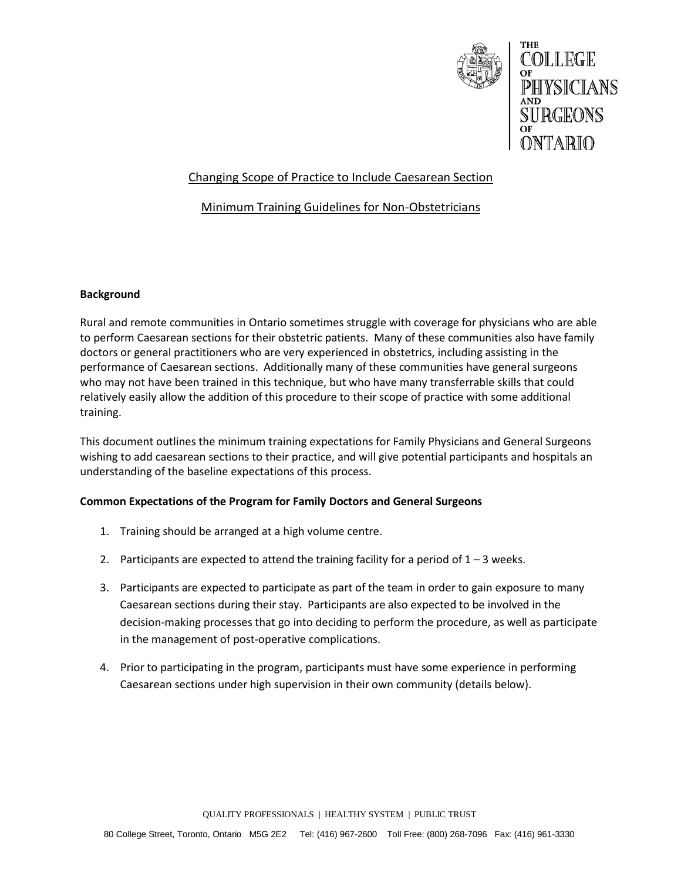# Changing Scope of Practice to Include Caesarean Section

## Minimum Training Guidelines for Non-Obstetricians

### Background

Rural and remote communities in Ontario sometimes struggle with coverage for physicians who are able to perform Caesarean sections for their obstetric patients. Many of these communities also have family doctors or general practitioners who are very experienced in obstetrics, including assisting in the performance of Caesarean sections. Additionally many of these communities have general surgeons who may not have been trained in this technique, but who have many transferrable skills that could relatively easily allow the addition of this procedure to their scope of practice with some additional training.

This document outlines the minimum training expectations for Family Physicians and General Surgeons wishing to add caesarean sections to their practice, and will give potential participants and hospitals an understanding of the baseline expectations of this process.

### Common Expectations of the Program for Family Doctors and General Surgeons

1. Training should be arranged at a high volume centre.
2. Participants are expected to attend the training facility for a period of 1 – 3 weeks.
3. Participants are expected to participate as part of the team in order to gain exposure to many Caesarean sections during their stay. Participants are also expected to be involved in the decision-making processes that go into deciding to perform the procedure, as well as participate in the management of post-operative complications.
4. Prior to participating in the program, participants must have some experience in performing Caesarean sections under high supervision in their own community (details below).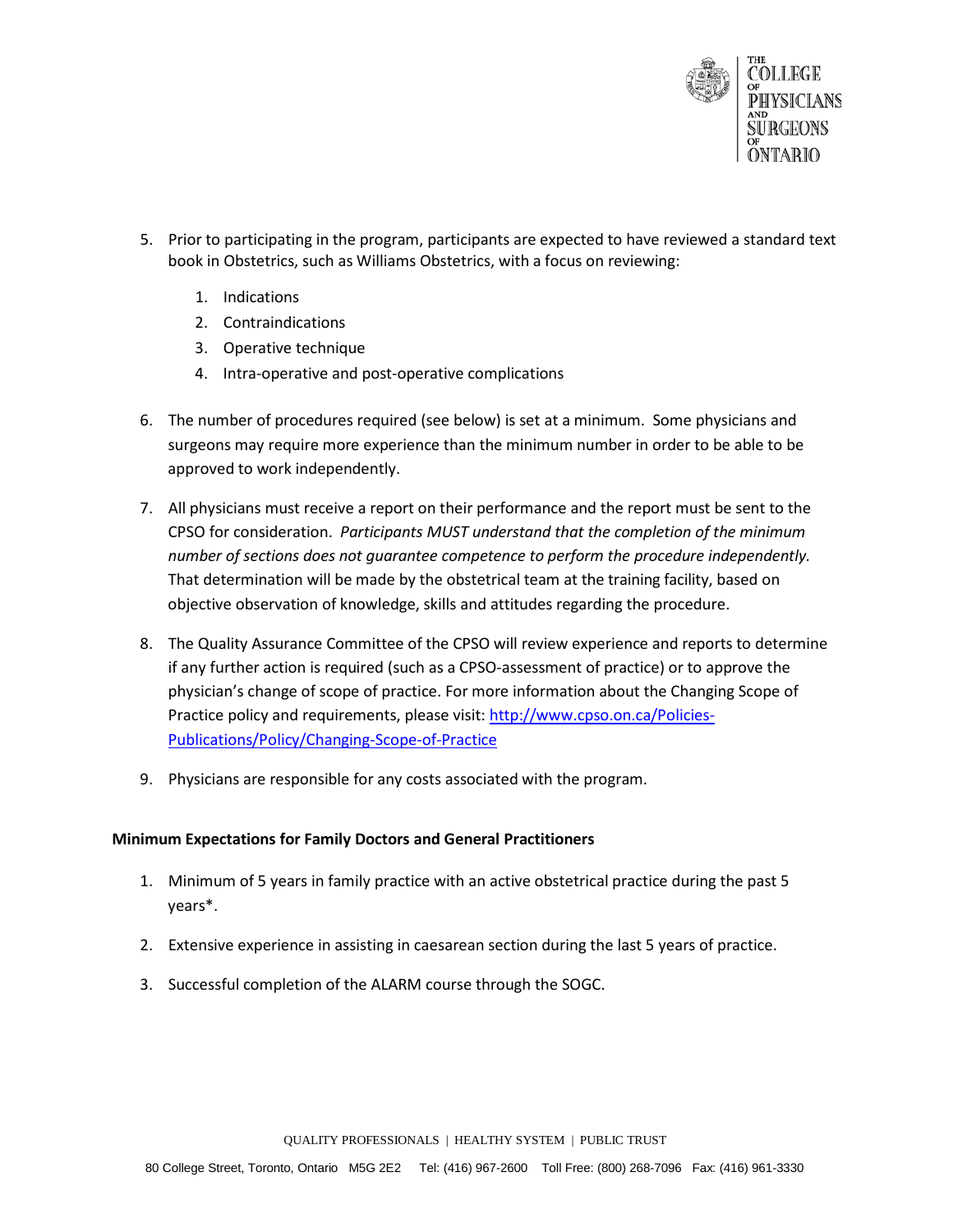5. Prior to participating in the program, participants are expected to have reviewed a standard text book in Obstetrics, such as Williams Obstetrics, with a focus on reviewing:

    1. Indications
    2. Contraindications
    3. Operative technique
    4. Intra-operative and post-operative complications

6. The number of procedures required (see below) is set at a minimum. Some physicians and surgeons may require more experience than the minimum number in order to be able to be approved to work independently.

7. All physicians must receive a report on their performance and the report must be sent to the CPSO for consideration. *Participants MUST understand that the completion of the minimum number of sections does not guarantee competence to perform the procedure independently.* That determination will be made by the obstetrical team at the training facility, based on objective observation of knowledge, skills and attitudes regarding the procedure.

8. The Quality Assurance Committee of the CPSO will review experience and reports to determine if any further action is required (such as a CPSO-assessment of practice) or to approve the physician's change of scope of practice. For more information about the Changing Scope of Practice policy and requirements, please visit: [http://www.cpso.on.ca/Policies-Publications/Policy/Changing-Scope-of-Practice](http://www.cpso.on.ca/Policies-Publications/Policy/Changing-Scope-of-Practice)

9. Physicians are responsible for any costs associated with the program.

**Minimum Expectations for Family Doctors and General Practitioners**

1. Minimum of 5 years in family practice with an active obstetrical practice during the past 5 years*.

2. Extensive experience in assisting in caesarean section during the last 5 years of practice.

3. Successful completion of the ALARM course through the SOGC.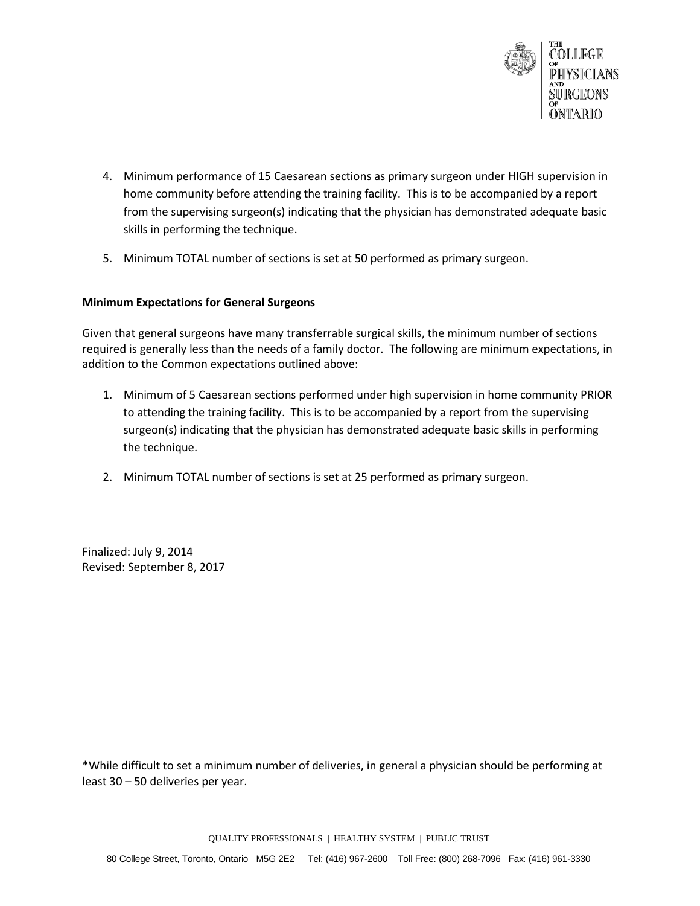4. Minimum performance of 15 Caesarean sections as primary surgeon under HIGH supervision in home community before attending the training facility. This is to be accompanied by a report from the supervising surgeon(s) indicating that the physician has demonstrated adequate basic skills in performing the technique.

5. Minimum TOTAL number of sections is set at 50 performed as primary surgeon.

**Minimum Expectations for General Surgeons**

Given that general surgeons have many transferrable surgical skills, the minimum number of sections required is generally less than the needs of a family doctor. The following are minimum expectations, in addition to the Common expectations outlined above:

1. Minimum of 5 Caesarean sections performed under high supervision in home community PRIOR to attending the training facility. This is to be accompanied by a report from the supervising surgeon(s) indicating that the physician has demonstrated adequate basic skills in performing the technique.

2. Minimum TOTAL number of sections is set at 25 performed as primary surgeon.

Finalized: July 9, 2014
Revised: September 8, 2017

*While difficult to set a minimum number of deliveries, in general a physician should be performing at least 30 – 50 deliveries per year.